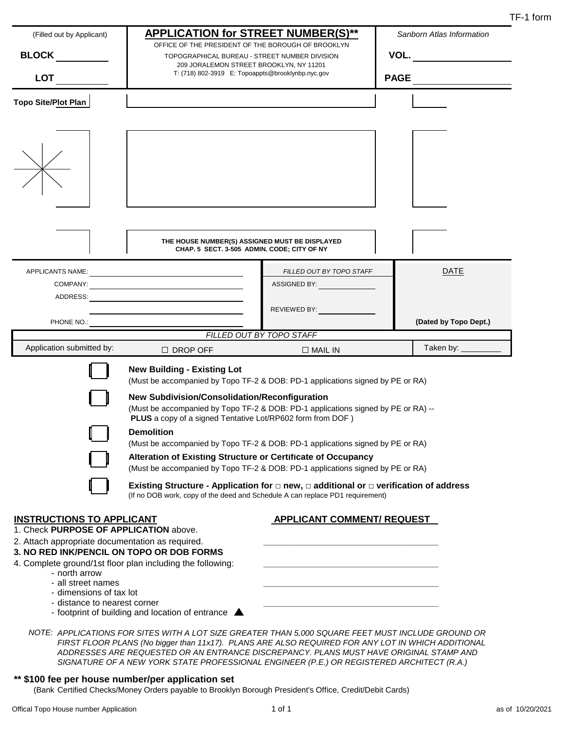TF-1 form

| (Filled out by Applicant) | **APPLICATION for STREET NUMBER(S)\*\*** | *Sanborn Atlas Information* |
|---|---|---|
| **BLOCK** ________ | OFFICE OF THE PRESIDENT OF THE BOROUGH OF BROOKLYN<br>TOPOGRAPHICAL BUREAU - STREET NUMBER DIVISION<br>209 JORALEMON STREET BROOKLYN, NY 11201<br>T: (718) 802-3919 E: Topoappts@brooklynbp.nyc.gov | **VOL.** ________ |
| **LOT** ________ | | **PAGE** ________ |

**Topo Site/Plot Plan**

THE HOUSE NUMBER(S) ASSIGNED MUST BE DISPLAYED
CHAP. 5 SECT. 3-505 ADMIN. CODE; CITY OF NY

| | *FILLED OUT BY TOPO STAFF* | DATE |
|---|---|---|
| APPLICANTS NAME: ________ | | |
| COMPANY: ________ | ASSIGNED BY: ________ | |
| ADDRESS: ________ | REVIEWED BY: ________ | |
| PHONE NO.: ________ | | **(Dated by Topo Dept.)** |

| *FILLED OUT BY TOPO STAFF* | | | |
|---|---|---|---|
| Application submitted by: | ☐ DROP OFF | ☐ MAIL IN | Taken by: ________ |

☐ **New Building - Existing Lot**
(Must be accompanied by Topo TF-2 & DOB: PD-1 applications signed by PE or RA)

☐ **New Subdivision/Consolidation/Reconfiguration**
(Must be accompanied by Topo TF-2 & DOB: PD-1 applications signed by PE or RA) -- **PLUS** a copy of a signed Tentative Lot/RP602 form from DOF )

☐ **Demolition**
(Must be accompanied by Topo TF-2 & DOB: PD-1 applications signed by PE or RA)

☐ **Alteration of Existing Structure or Certificate of Occupancy**
(Must be accompanied by Topo TF-2 & DOB: PD-1 applications signed by PE or RA)

☐ **Existing Structure - Application for □ new, □ additional or □ verification of address**
(If no DOB work, copy of the deed and Schedule A can replace PD1 requirement)

## INSTRUCTIONS TO APPLICANT

1. Check **PURPOSE OF APPLICATION** above.
2. Attach appropriate documentation as required.
3. **NO RED INK/PENCIL ON TOPO OR DOB FORMS**
4. Complete ground/1st floor plan including the following:
   - north arrow
   - all street names
   - dimensions of tax lot
   - distance to nearest corner
   - footprint of building and location of entrance ▲

## APPLICANT COMMENT/ REQUEST

____________________________________

____________________________________

____________________________________

____________________________________

*NOTE: APPLICATIONS FOR SITES WITH A LOT SIZE GREATER THAN 5,000 SQUARE FEET MUST INCLUDE GROUND OR FIRST FLOOR PLANS (No bigger than 11x17). PLANS ARE ALSO REQUIRED FOR ANY LOT IN WHICH ADDITIONAL ADDRESSES ARE REQUESTED OR AN ENTRANCE DISCREPANCY. PLANS MUST HAVE ORIGINAL STAMP AND SIGNATURE OF A NEW YORK STATE PROFESSIONAL ENGINEER (P.E.) OR REGISTERED ARCHITECT (R.A.)*

**\*\* $100 fee per house number/per application set**
(Bank Certified Checks/Money Orders payable to Brooklyn Borough President's Office, Credit/Debit Cards)

Offical Topo House number Application — as of 10/20/2021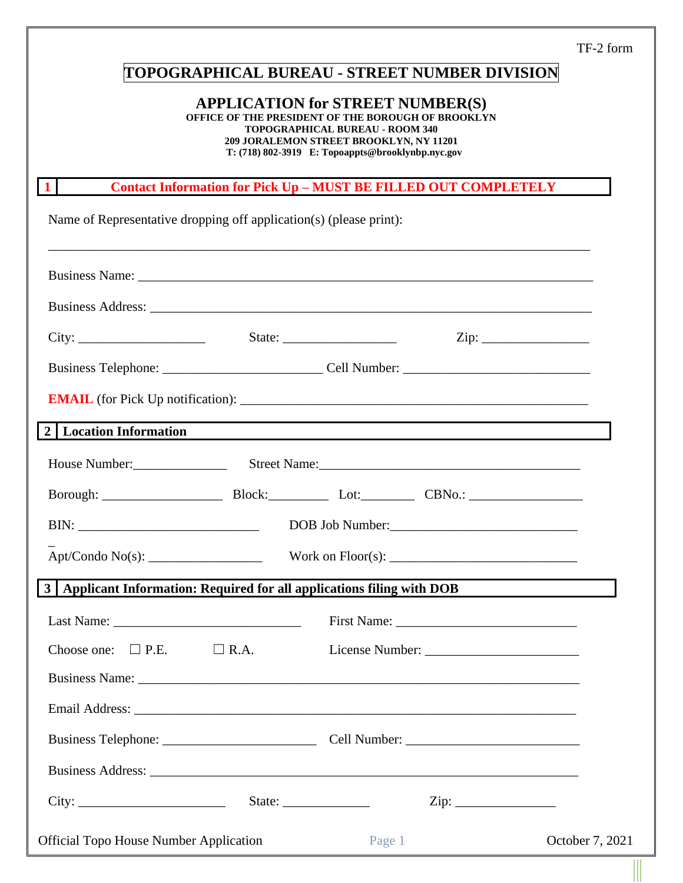TF-2 form

# TOPOGRAPHICAL BUREAU - STREET NUMBER DIVISION

## APPLICATION for STREET NUMBER(S)

**OFFICE OF THE PRESIDENT OF THE BOROUGH OF BROOKLYN**
**TOPOGRAPHICAL BUREAU - ROOM 340**
**209 JORALEMON STREET BROOKLYN, NY 11201**
**T: (718) 802-3919 E: Topoappts@brooklynbp.nyc.gov**

### 1 Contact Information for Pick Up – MUST BE FILLED OUT COMPLETELY

Name of Representative dropping off application(s) (please print):

______________________________________________________________________________

Business Name: ________________________________________________________________

Business Address: ______________________________________________________________

City: __________________ State: ________________ Zip: ________________

Business Telephone: ______________________ Cell Number: __________________________

**EMAIL** (for Pick Up notification): ______________________________________________

### 2 Location Information

House Number:_____________ Street Name:_______________________________________

Borough: _________________ Block:_________ Lot:________ CBNo.: ________________

BIN: __________________________ DOB Job Number:___________________________

Apt/Condo No(s): ________________ Work on Floor(s): ___________________________

### 3 Applicant Information: Required for all applications filing with DOB

Last Name: ___________________________ First Name: __________________________

Choose one: ☐ P.E. ☐ R.A. License Number: ______________________

Business Name: ______________________________________________________________

Email Address: _______________________________________________________________

Business Telephone: ______________________ Cell Number: _________________________

Business Address: _____________________________________________________________

City: _____________________ State: ____________ Zip: ______________

Official Topo House Number Application — October 7, 2021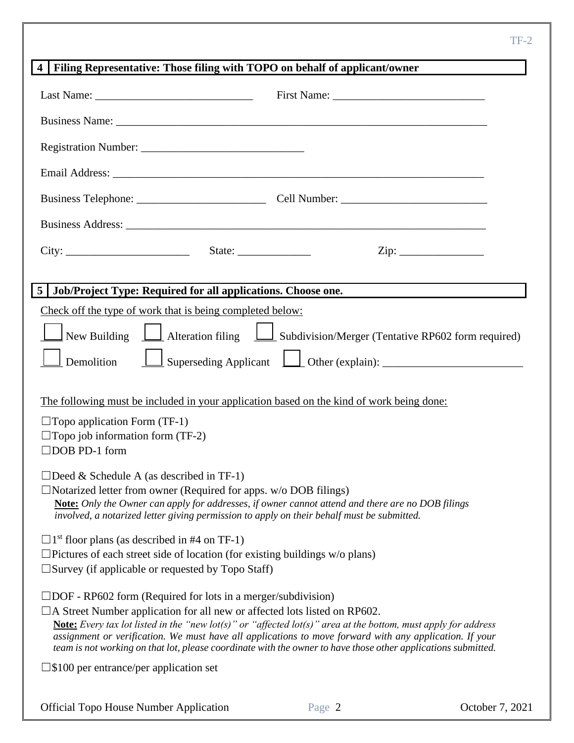## 4 Filing Representative: Those filing with TOPO on behalf of applicant/owner

Last Name: ____________________________ First Name: ___________________________

Business Name: ______________________________________________________________________

Registration Number: _____________________________

Email Address: ______________________________________________________________________

Business Telephone: _______________________ Cell Number: __________________________

Business Address: ___________________________________________________________________

City: _____________________ State: _____________ Zip: _______________

## 5 Job/Project Type: Required for all applications. Choose one.

Check off the type of work that is being completed below:

☐ New Building ☐ Alteration filing ☐ Subdivision/Merger (Tentative RP602 form required)

☐ Demolition ☐ Superseding Applicant ☐ Other (explain): ________________________

The following must be included in your application based on the kind of work being done:

☐Topo application Form (TF-1)
☐Topo job information form (TF-2)
☐DOB PD-1 form

☐Deed & Schedule A (as described in TF-1)
☐Notarized letter from owner (Required for apps. w/o DOB filings)
**Note:** *Only the Owner can apply for addresses, if owner cannot attend and there are no DOB filings involved, a notarized letter giving permission to apply on their behalf must be submitted.*

☐1st floor plans (as described in #4 on TF-1)
☐Pictures of each street side of location (for existing buildings w/o plans)
☐Survey (if applicable or requested by Topo Staff)

☐DOF - RP602 form (Required for lots in a merger/subdivision)
☐A Street Number application for all new or affected lots listed on RP602.
**Note:** *Every tax lot listed in the "new lot(s)" or "affected lot(s)" area at the bottom, must apply for address assignment or verification. We must have all applications to move forward with any application. If your team is not working on that lot, please coordinate with the owner to have those other applications submitted.*

☐$100 per entrance/per application set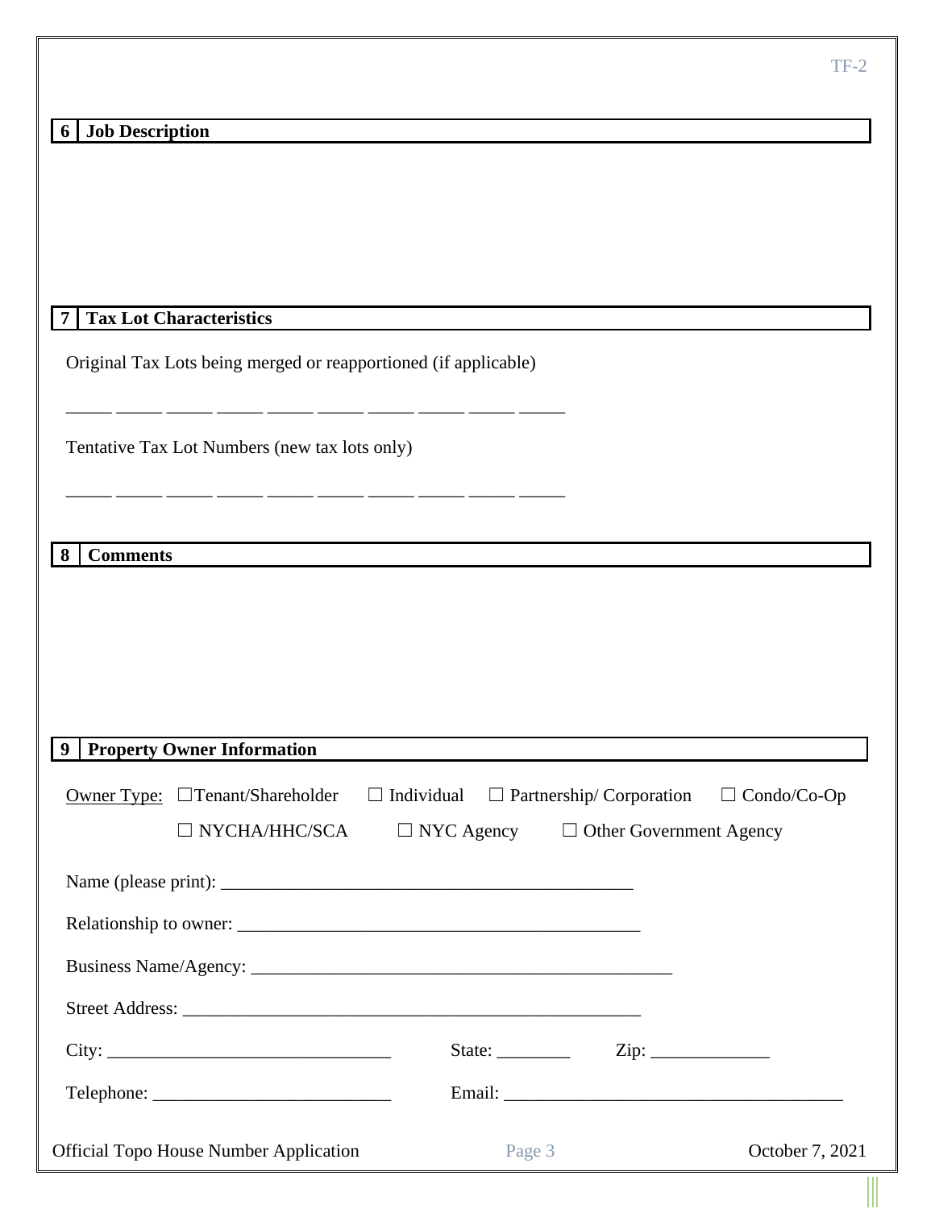## 6 Job Description

## 7 Tax Lot Characteristics

Original Tax Lots being merged or reapportioned (if applicable)

_____ _____ _____ _____ _____ _____ _____ _____ _____ _____

Tentative Tax Lot Numbers (new tax lots only)

_____ _____ _____ _____ _____ _____ _____ _____ _____ _____

## 8 Comments

## 9 Property Owner Information

Owner Type: ☐Tenant/Shareholder ☐ Individual ☐ Partnership/ Corporation ☐ Condo/Co-Op

☐ NYCHA/HHC/SCA ☐ NYC Agency ☐ Other Government Agency

Name (please print): _____________________________________________

Relationship to owner: _____________________________________________

Business Name/Agency: _____________________________________________

Street Address: __________________________________________________

City: _______________________________ State: ________ Zip: _____________

Telephone: __________________________ Email: _____________________________________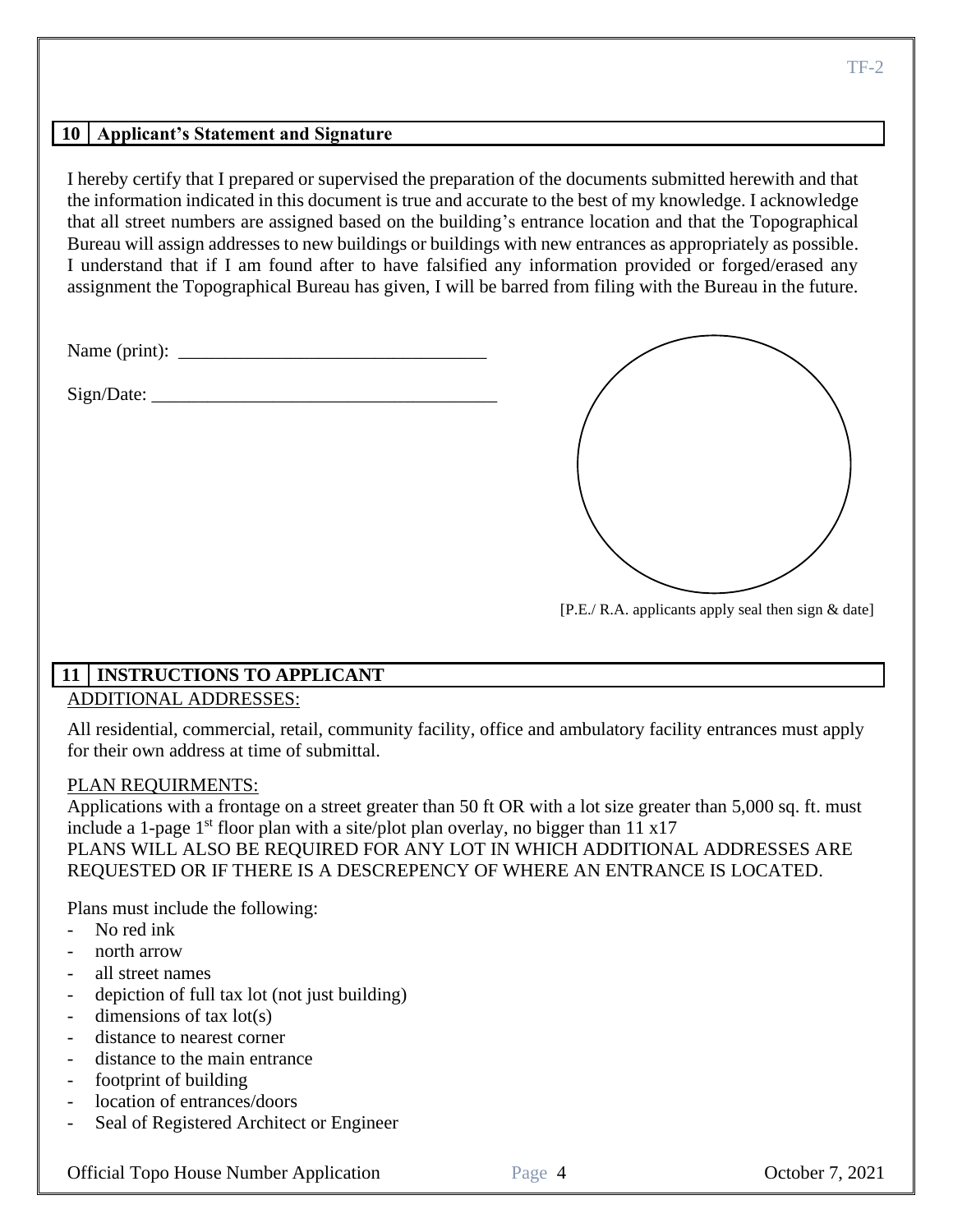TF-2

## 10 Applicant's Statement and Signature

I hereby certify that I prepared or supervised the preparation of the documents submitted herewith and that the information indicated in this document is true and accurate to the best of my knowledge. I acknowledge that all street numbers are assigned based on the building's entrance location and that the Topographical Bureau will assign addresses to new buildings or buildings with new entrances as appropriately as possible. I understand that if I am found after to have falsified any information provided or forged/erased any assignment the Topographical Bureau has given, I will be barred from filing with the Bureau in the future.

Name (print): _________________________________

Sign/Date: _____________________________________

[P.E./ R.A. applicants apply seal then sign & date]

## 11 INSTRUCTIONS TO APPLICANT

ADDITIONAL ADDRESSES:

All residential, commercial, retail, community facility, office and ambulatory facility entrances must apply for their own address at time of submittal.

PLAN REQUIRMENTS:

Applications with a frontage on a street greater than 50 ft OR with a lot size greater than 5,000 sq. ft. must include a 1-page 1st floor plan with a site/plot plan overlay, no bigger than 11 x17

PLANS WILL ALSO BE REQUIRED FOR ANY LOT IN WHICH ADDITIONAL ADDRESSES ARE REQUESTED OR IF THERE IS A DESCREPENCY OF WHERE AN ENTRANCE IS LOCATED.

Plans must include the following:

- No red ink
- north arrow
- all street names
- depiction of full tax lot (not just building)
- dimensions of tax lot(s)
- distance to nearest corner
- distance to the main entrance
- footprint of building
- location of entrances/doors
- Seal of Registered Architect or Engineer

Official Topo House Number Application October 7, 2021